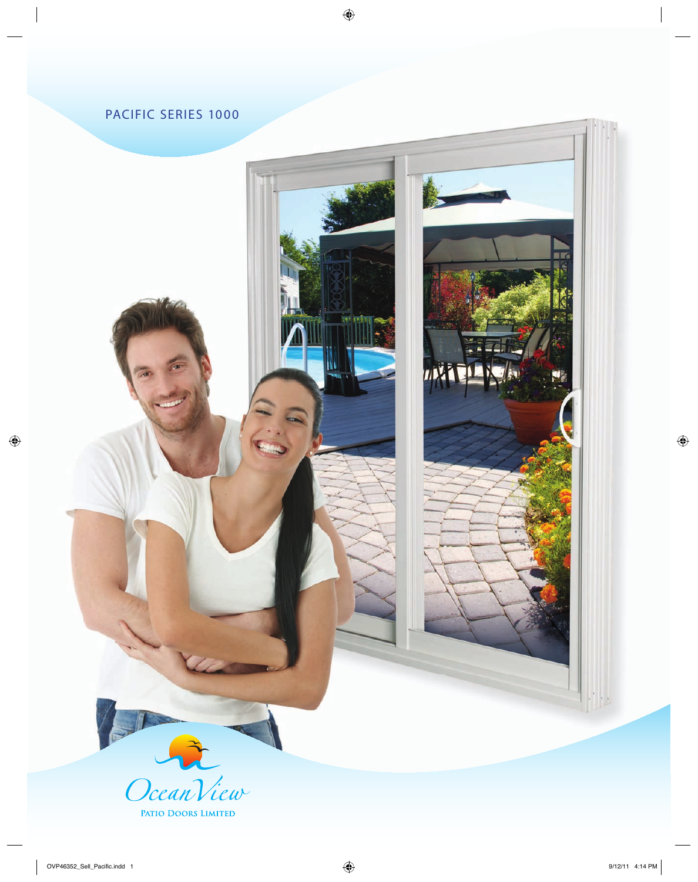PACIFIC SERIES 1000

OceanView

PATIO DOORS LIMITED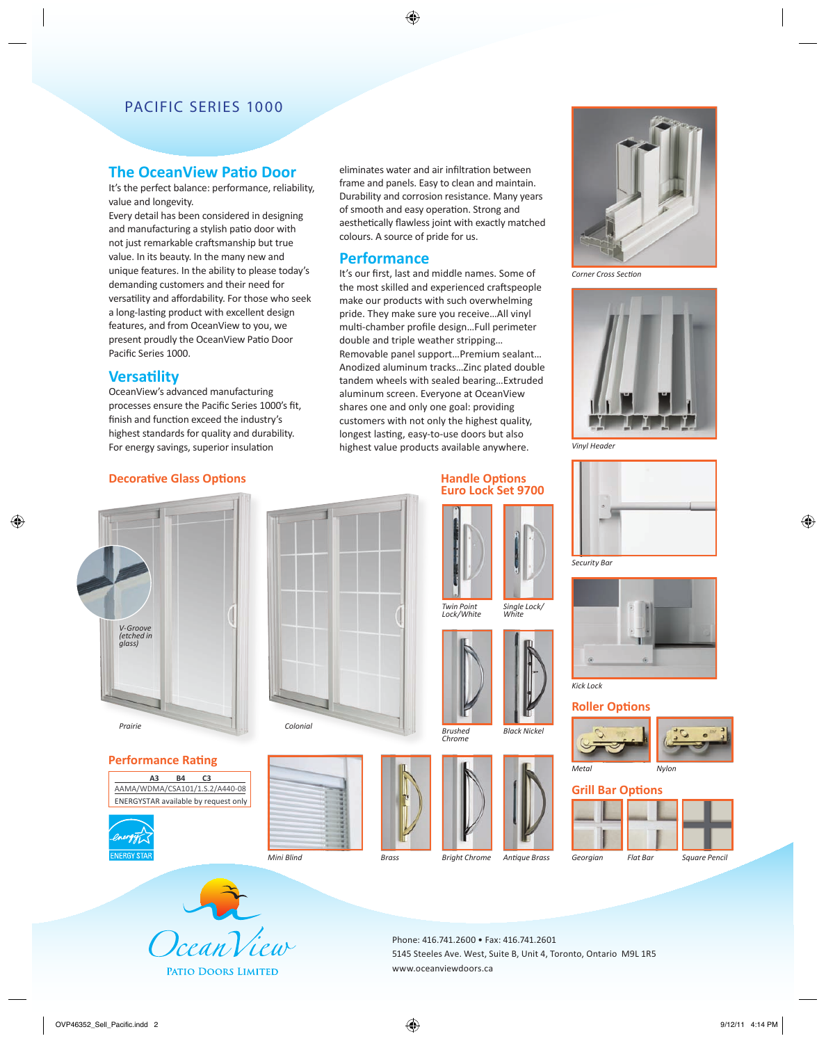# PACIFIC SERIES 1000

## The OceanView Patio Door

It's the perfect balance: performance, reliability, value and longevity.

Every detail has been considered in designing and manufacturing a stylish patio door with not just remarkable craftsmanship but true value. In its beauty. In the many new and unique features. In the ability to please today's demanding customers and their need for versatility and affordability. For those who seek a long-lasting product with excellent design features, and from OceanView to you, we present proudly the OceanView Patio Door Pacific Series 1000.

## Versatility

OceanView's advanced manufacturing processes ensure the Pacific Series 1000's fit, finish and function exceed the industry's highest standards for quality and durability. For energy savings, superior insulation eliminates water and air infiltration between frame and panels. Easy to clean and maintain. Durability and corrosion resistance. Many years of smooth and easy operation. Strong and aesthetically flawless joint with exactly matched colours. A source of pride for us.

## Performance

It's our first, last and middle names. Some of the most skilled and experienced craftspeople make our products with such overwhelming pride. They make sure you receive…All vinyl multi-chamber profile design…Full perimeter double and triple weather stripping… Removable panel support…Premium sealant… Anodized aluminum tracks…Zinc plated double tandem wheels with sealed bearing…Extruded aluminum screen. Everyone at OceanView shares one and only one goal: providing customers with not only the highest quality, longest lasting, easy-to-use doors but also highest value products available anywhere.

*Corner Cross Section*

*Vinyl Header*

*Security Bar*

*Kick Lock*

## Decorative Glass Options

*V-Groove (etched in glass)*

*Prairie*

*Colonial*

## Handle Options Euro Lock Set 9700

*Twin Point Lock/White*

*Single Lock/ White*

*Brushed Chrome*

*Black Nickel*

*Brass*

*Bright Chrome*

*Antique Brass*

*Mini Blind*

## Roller Options

*Metal*

*Nylon*

## Grill Bar Options

*Georgian*

*Flat Bar*

*Square Pencil*

## Performance Rating

| A3 | B4 | C3 |
|---|---|---|
| AAMA/WDMA/CSA101/1.S.2/A440-08 | | |
| ENERGYSTAR available by request only | | |

ENERGY STAR

OceanView Patio Doors Limited

Phone: 416.741.2600 • Fax: 416.741.2601
5145 Steeles Ave. West, Suite B, Unit 4, Toronto, Ontario M9L 1R5
www.oceanviewdoors.ca